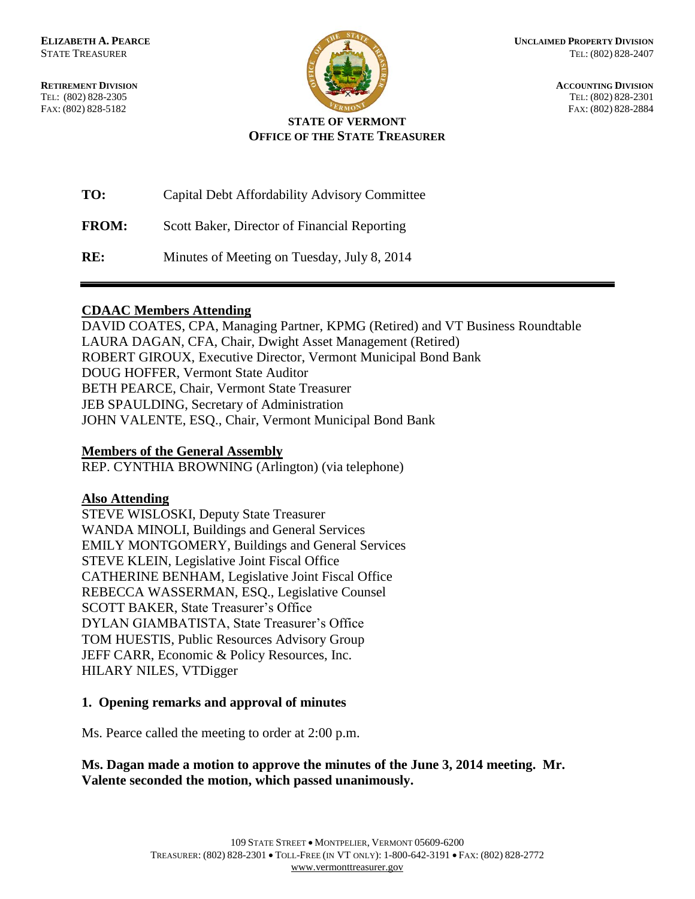**ELIZABETH A. PEARCE**
STATE TREASURER

**UNCLAIMED PROPERTY DIVISION**
TEL: (802) 828-2407

**RETIREMENT DIVISION**
TEL: (802) 828-2305
FAX: (802) 828-5182

**ACCOUNTING DIVISION**
TEL: (802) 828-2301
FAX: (802) 828-2884

**STATE OF VERMONT**
**OFFICE OF THE STATE TREASURER**

**TO:** Capital Debt Affordability Advisory Committee

**FROM:** Scott Baker, Director of Financial Reporting

**RE:** Minutes of Meeting on Tuesday, July 8, 2014

---

**CDAAC Members Attending**

DAVID COATES, CPA, Managing Partner, KPMG (Retired) and VT Business Roundtable
LAURA DAGAN, CFA, Chair, Dwight Asset Management (Retired)
ROBERT GIROUX, Executive Director, Vermont Municipal Bond Bank
DOUG HOFFER, Vermont State Auditor
BETH PEARCE, Chair, Vermont State Treasurer
JEB SPAULDING, Secretary of Administration
JOHN VALENTE, ESQ., Chair, Vermont Municipal Bond Bank

**Members of the General Assembly**

REP. CYNTHIA BROWNING (Arlington) (via telephone)

**Also Attending**

STEVE WISLOSKI, Deputy State Treasurer
WANDA MINOLI, Buildings and General Services
EMILY MONTGOMERY, Buildings and General Services
STEVE KLEIN, Legislative Joint Fiscal Office
CATHERINE BENHAM, Legislative Joint Fiscal Office
REBECCA WASSERMAN, ESQ., Legislative Counsel
SCOTT BAKER, State Treasurer's Office
DYLAN GIAMBATISTA, State Treasurer's Office
TOM HUESTIS, Public Resources Advisory Group
JEFF CARR, Economic & Policy Resources, Inc.
HILARY NILES, VTDigger

### 1. Opening remarks and approval of minutes

Ms. Pearce called the meeting to order at 2:00 p.m.

**Ms. Dagan made a motion to approve the minutes of the June 3, 2014 meeting. Mr. Valente seconded the motion, which passed unanimously.**

109 STATE STREET • MONTPELIER, VERMONT 05609-6200
TREASURER: (802) 828-2301 • TOLL-FREE (IN VT ONLY): 1-800-642-3191 • FAX: (802) 828-2772
www.vermonttreasurer.gov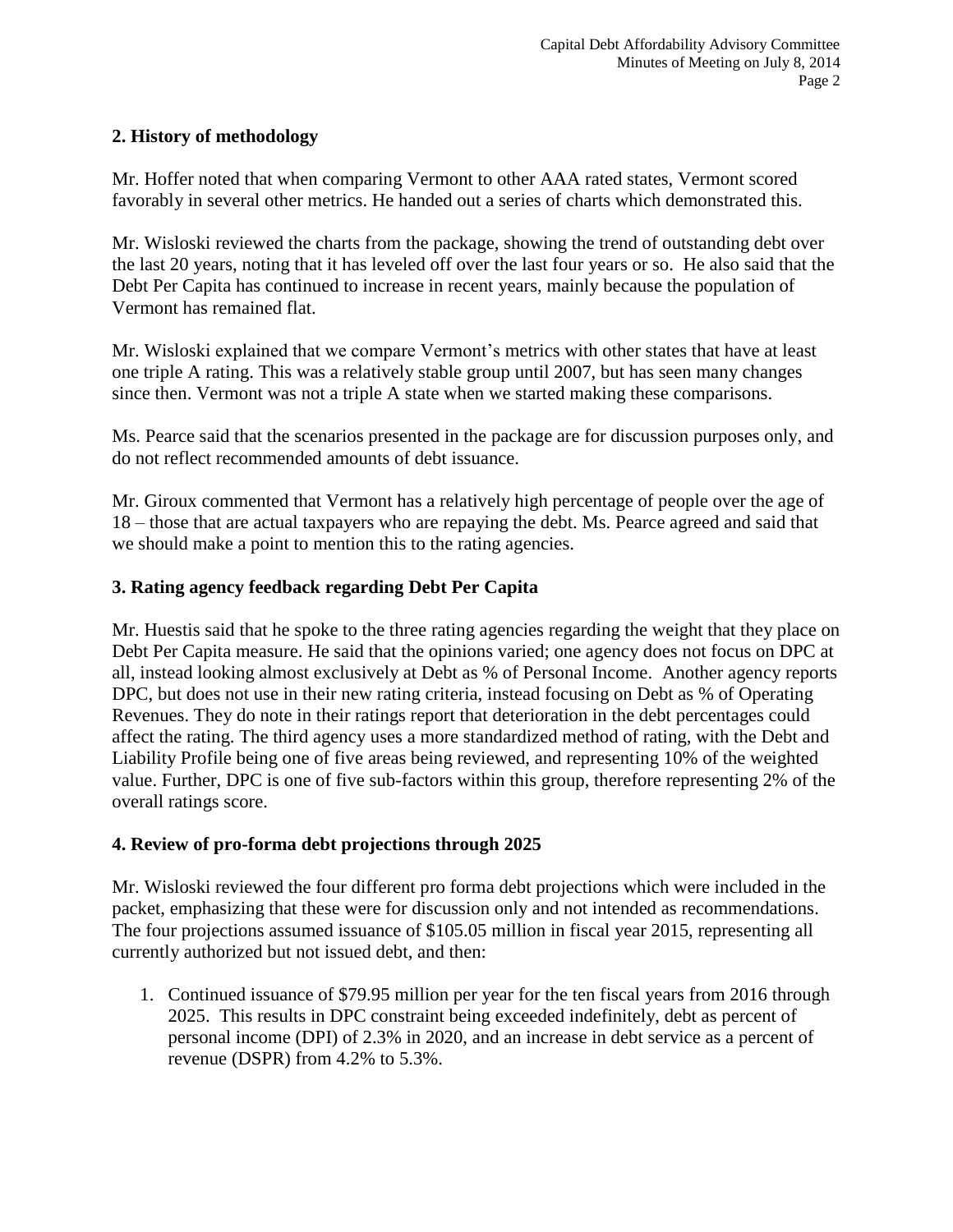**2. History of methodology**

Mr. Hoffer noted that when comparing Vermont to other AAA rated states, Vermont scored favorably in several other metrics. He handed out a series of charts which demonstrated this.

Mr. Wisloski reviewed the charts from the package, showing the trend of outstanding debt over the last 20 years, noting that it has leveled off over the last four years or so. He also said that the Debt Per Capita has continued to increase in recent years, mainly because the population of Vermont has remained flat.

Mr. Wisloski explained that we compare Vermont's metrics with other states that have at least one triple A rating. This was a relatively stable group until 2007, but has seen many changes since then. Vermont was not a triple A state when we started making these comparisons.

Ms. Pearce said that the scenarios presented in the package are for discussion purposes only, and do not reflect recommended amounts of debt issuance.

Mr. Giroux commented that Vermont has a relatively high percentage of people over the age of 18 – those that are actual taxpayers who are repaying the debt. Ms. Pearce agreed and said that we should make a point to mention this to the rating agencies.

**3. Rating agency feedback regarding Debt Per Capita**

Mr. Huestis said that he spoke to the three rating agencies regarding the weight that they place on Debt Per Capita measure. He said that the opinions varied; one agency does not focus on DPC at all, instead looking almost exclusively at Debt as % of Personal Income. Another agency reports DPC, but does not use in their new rating criteria, instead focusing on Debt as % of Operating Revenues. They do note in their ratings report that deterioration in the debt percentages could affect the rating. The third agency uses a more standardized method of rating, with the Debt and Liability Profile being one of five areas being reviewed, and representing 10% of the weighted value. Further, DPC is one of five sub-factors within this group, therefore representing 2% of the overall ratings score.

**4. Review of pro-forma debt projections through 2025**

Mr. Wisloski reviewed the four different pro forma debt projections which were included in the packet, emphasizing that these were for discussion only and not intended as recommendations. The four projections assumed issuance of $105.05 million in fiscal year 2015, representing all currently authorized but not issued debt, and then:

1. Continued issuance of $79.95 million per year for the ten fiscal years from 2016 through 2025. This results in DPC constraint being exceeded indefinitely, debt as percent of personal income (DPI) of 2.3% in 2020, and an increase in debt service as a percent of revenue (DSPR) from 4.2% to 5.3%.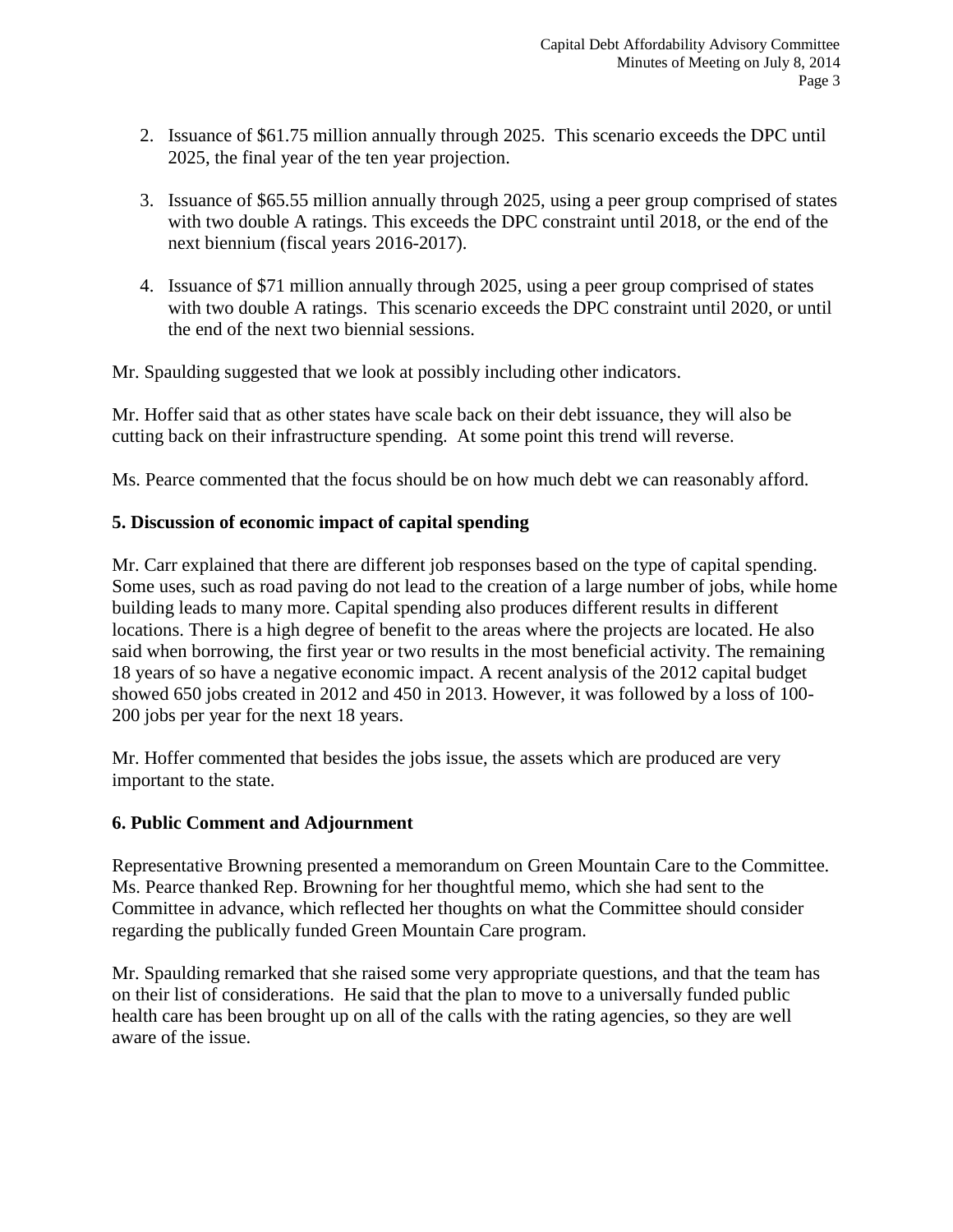2. Issuance of $61.75 million annually through 2025. This scenario exceeds the DPC until 2025, the final year of the ten year projection.

3. Issuance of $65.55 million annually through 2025, using a peer group comprised of states with two double A ratings. This exceeds the DPC constraint until 2018, or the end of the next biennium (fiscal years 2016-2017).

4. Issuance of $71 million annually through 2025, using a peer group comprised of states with two double A ratings. This scenario exceeds the DPC constraint until 2020, or until the end of the next two biennial sessions.

Mr. Spaulding suggested that we look at possibly including other indicators.

Mr. Hoffer said that as other states have scale back on their debt issuance, they will also be cutting back on their infrastructure spending. At some point this trend will reverse.

Ms. Pearce commented that the focus should be on how much debt we can reasonably afford.

**5. Discussion of economic impact of capital spending**

Mr. Carr explained that there are different job responses based on the type of capital spending. Some uses, such as road paving do not lead to the creation of a large number of jobs, while home building leads to many more. Capital spending also produces different results in different locations. There is a high degree of benefit to the areas where the projects are located. He also said when borrowing, the first year or two results in the most beneficial activity. The remaining 18 years of so have a negative economic impact. A recent analysis of the 2012 capital budget showed 650 jobs created in 2012 and 450 in 2013. However, it was followed by a loss of 100-200 jobs per year for the next 18 years.

Mr. Hoffer commented that besides the jobs issue, the assets which are produced are very important to the state.

**6. Public Comment and Adjournment**

Representative Browning presented a memorandum on Green Mountain Care to the Committee. Ms. Pearce thanked Rep. Browning for her thoughtful memo, which she had sent to the Committee in advance, which reflected her thoughts on what the Committee should consider regarding the publically funded Green Mountain Care program.

Mr. Spaulding remarked that she raised some very appropriate questions, and that the team has on their list of considerations. He said that the plan to move to a universally funded public health care has been brought up on all of the calls with the rating agencies, so they are well aware of the issue.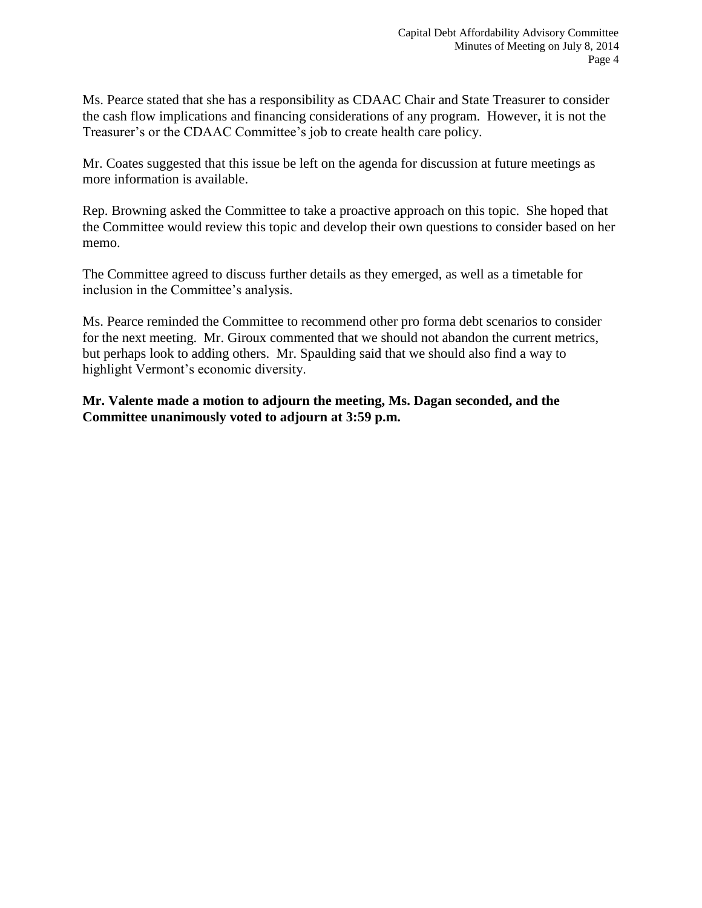Ms. Pearce stated that she has a responsibility as CDAAC Chair and State Treasurer to consider the cash flow implications and financing considerations of any program. However, it is not the Treasurer's or the CDAAC Committee's job to create health care policy.

Mr. Coates suggested that this issue be left on the agenda for discussion at future meetings as more information is available.

Rep. Browning asked the Committee to take a proactive approach on this topic. She hoped that the Committee would review this topic and develop their own questions to consider based on her memo.

The Committee agreed to discuss further details as they emerged, as well as a timetable for inclusion in the Committee's analysis.

Ms. Pearce reminded the Committee to recommend other pro forma debt scenarios to consider for the next meeting. Mr. Giroux commented that we should not abandon the current metrics, but perhaps look to adding others. Mr. Spaulding said that we should also find a way to highlight Vermont's economic diversity.

**Mr. Valente made a motion to adjourn the meeting, Ms. Dagan seconded, and the Committee unanimously voted to adjourn at 3:59 p.m.**